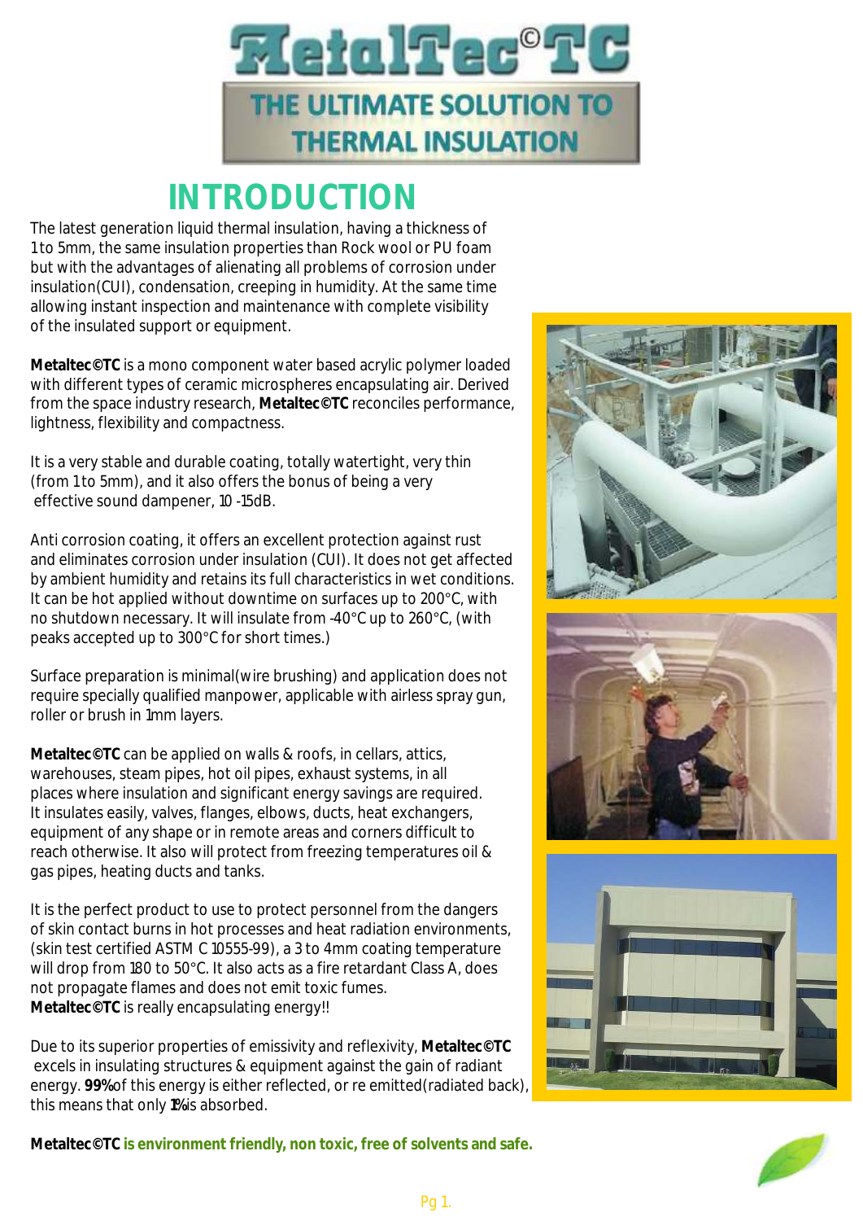# MetalTec©TC

## THE ULTIMATE SOLUTION TO THERMAL INSULATION

## INTRODUCTION

The latest generation liquid thermal insulation, having a thickness of 1 to 5mm, the same insulation properties than Rock wool or PU foam but with the advantages of alienating all problems of corrosion under insulation(CUI), condensation, creeping in humidity. At the same time allowing instant inspection and maintenance with complete visibility of the insulated support or equipment.

**Metaltec©TC** is a mono component water based acrylic polymer loaded with different types of ceramic microspheres encapsulating air. Derived from the space industry research, **Metaltec©TC** reconciles performance, lightness, flexibility and compactness.

It is a very stable and durable coating, totally watertight, very thin (from 1 to 5mm), and it also offers the bonus of being a very effective sound dampener, 10 -15dB.

Anti corrosion coating, it offers an excellent protection against rust and eliminates corrosion under insulation (CUI). It does not get affected by ambient humidity and retains its full characteristics in wet conditions. It can be hot applied without downtime on surfaces up to 200°C, with no shutdown necessary. It will insulate from -40°C up to 260°C, (with peaks accepted up to 300°C for short times.)

Surface preparation is minimal(wire brushing) and application does not require specially qualified manpower, applicable with airless spray gun, roller or brush in 1mm layers.

**Metaltec©TC** can be applied on walls & roofs, in cellars, attics, warehouses, steam pipes, hot oil pipes, exhaust systems, in all places where insulation and significant energy savings are required. It insulates easily, valves, flanges, elbows, ducts, heat exchangers, equipment of any shape or in remote areas and corners difficult to reach otherwise. It also will protect from freezing temperatures oil & gas pipes, heating ducts and tanks.

It is the perfect product to use to protect personnel from the dangers of skin contact burns in hot processes and heat radiation environments, (skin test certified ASTM C 10555-99), a 3 to 4mm coating temperature will drop from 180 to 50°C. It also acts as a fire retardant Class A, does not propagate flames and does not emit toxic fumes.
**Metaltec©TC** is really encapsulating energy!!

Due to its superior properties of emissivity and reflexivity, **Metaltec©TC** excels in insulating structures & equipment against the gain of radiant energy. **99%** of this energy is either reflected, or re emitted(radiated back), this means that only **1%** is absorbed.

**Metaltec©TC is environment friendly, non toxic, free of solvents and safe.**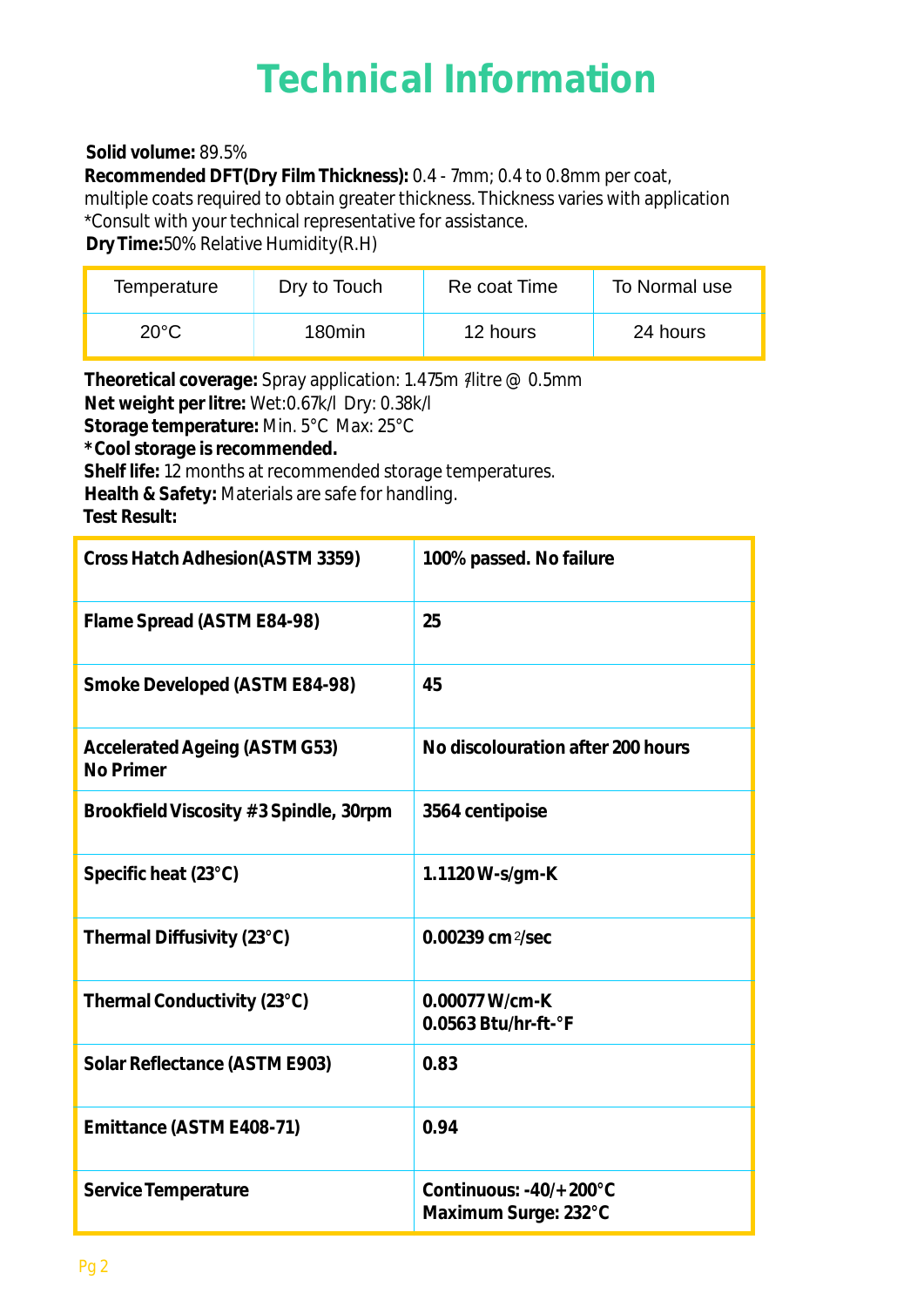# Technical Information

**Solid volume:** 89.5%
**Recommended DFT(Dry Film Thickness):** 0.4 - 7mm; 0.4 to 0.8mm per coat, multiple coats required to obtain greater thickness. Thickness varies with application
*Consult with your technical representative for assistance.
**Dry Time:** 50% Relative Humidity(R.H)

| Temperature | Dry to Touch | Re coat Time | To Normal use |
|---|---|---|---|
| 20°C | 180min | 12 hours | 24 hours |

**Theoretical coverage:** Spray application: 1.475m $^2$/litre @ 0.5mm
**Net weight per litre:** Wet:0.67k/l Dry: 0.38k/l
**Storage temperature:** Min. 5°C Max: 25°C
***Cool storage is recommended.**
**Shelf life:** 12 months at recommended storage temperatures.
**Health & Safety:** Materials are safe for handling.
**Test Result:**

| | |
|---|---|
| **Cross Hatch Adhesion(ASTM 3359)** | **100% passed. No failure** |
| **Flame Spread (ASTM E84-98)** | **25** |
| **Smoke Developed (ASTM E84-98)** | **45** |
| **Accelerated Ageing (ASTM G53) No Primer** | **No discolouration after 200 hours** |
| **Brookfield Viscosity #3 Spindle, 30rpm** | **3564 centipoise** |
| **Specific heat (23°C)** | **1.1120 W-s/gm-K** |
| **Thermal Diffusivity (23°C)** | **0.00239 cm $^2$/sec** |
| **Thermal Conductivity (23°C)** | **0.00077 W/cm-K 0.0563 Btu/hr-ft-°F** |
| **Solar Reflectance (ASTM E903)** | **0.83** |
| **Emittance (ASTM E408-71)** | **0.94** |
| **Service Temperature** | **Continuous: -40/+200°C Maximum Surge: 232°C** |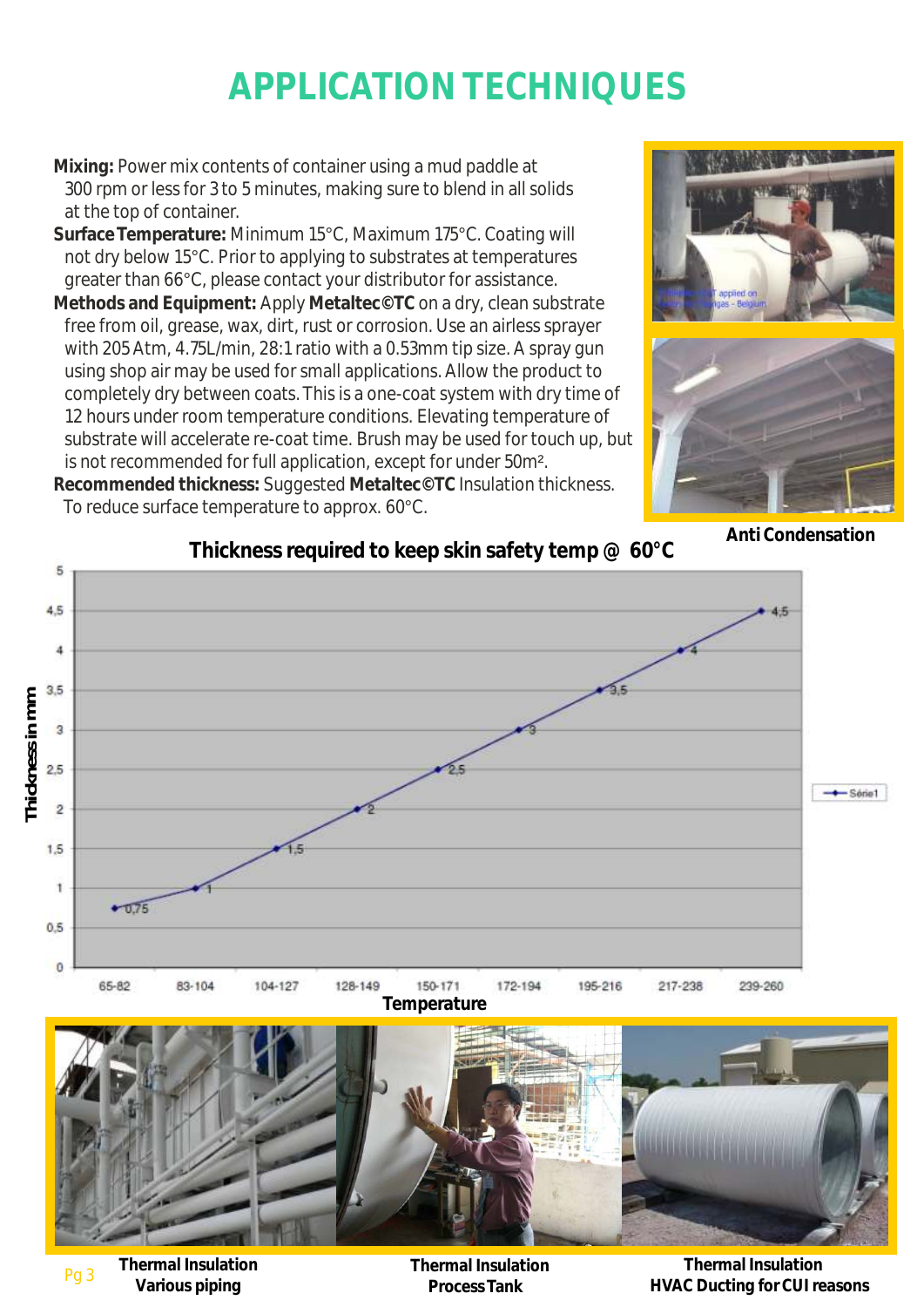# APPLICATION TECHNIQUES

**Mixing:** Power mix contents of container using a mud paddle at 300 rpm or less for 3 to 5 minutes, making sure to blend in all solids at the top of container.

**Surface Temperature:** Minimum 15°C, Maximum 175°C. Coating will not dry below 15°C. Prior to applying to substrates at temperatures greater than 66°C, please contact your distributor for assistance.

**Methods and Equipment:** Apply **Metaltec©TC** on a dry, clean substrate free from oil, grease, wax, dirt, rust or corrosion. Use an airless sprayer with 205 Atm, 4.75L/min, 28:1 ratio with a 0.53mm tip size. A spray gun using shop air may be used for small applications. Allow the product to completely dry between coats. This is a one-coat system with dry time of 12 hours under room temperature conditions. Elevating temperature of substrate will accelerate re-coat time. Brush may be used for touch up, but is not recommended for full application, except for under 50m².

**Recommended thickness:** Suggested **Metaltec©TC** Insulation thickness. To reduce surface temperature to approx. 60°C.

Anti Condensation

**Thickness required to keep skin safety temp @ 60°C**

Thickness in mm

0 0,5 1 1,5 2 2,5 3 3,5 4 4,5 5

0,75 1 1,5 2 2,5 3 3,5 4 4,5

65-82 83-104 104-127 128-149 150-171 172-194 195-216 217-238 239-260

Temperature

Série1

Thermal Insulation Various piping

Thermal Insulation Process Tank

Thermal Insulation HVAC Ducting for CUI reasons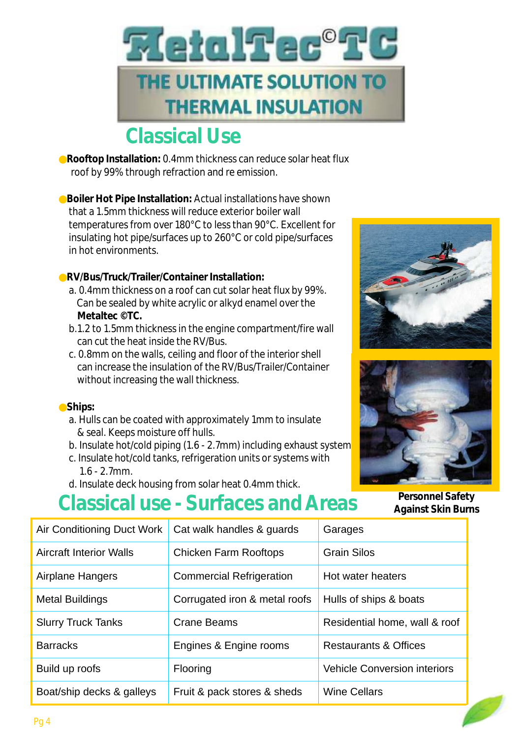# MetalTec©TC

## THE ULTIMATE SOLUTION TO THERMAL INSULATION

## Classical Use

- **Rooftop Installation:** 0.4mm thickness can reduce solar heat flux roof by 99% through refraction and re emission.

- **Boiler Hot Pipe Installation:** Actual installations have shown that a 1.5mm thickness will reduce exterior boiler wall temperatures from over 180°C to less than 90°C. Excellent for insulating hot pipe/surfaces up to 260°C or cold pipe/surfaces in hot environments.

- **RV/Bus/Truck/Trailer/Container Installation:**
  - a. 0.4mm thickness on a roof can cut solar heat flux by 99%. Can be sealed by white acrylic or alkyd enamel over the **Metaltec ©TC.**
  - b. 1.2 to 1.5mm thickness in the engine compartment/fire wall can cut the heat inside the RV/Bus.
  - c. 0.8mm on the walls, ceiling and floor of the interior shell can increase the insulation of the RV/Bus/Trailer/Container without increasing the wall thickness.

- **Ships:**
  - a. Hulls can be coated with approximately 1mm to insulate & seal. Keeps moisture off hulls.
  - b. Insulate hot/cold piping (1.6 - 2.7mm) including exhaust system
  - c. Insulate hot/cold tanks, refrigeration units or systems with 1.6 - 2.7mm.
  - d. Insulate deck housing from solar heat 0.4mm thick.

**Personnel Safety Against Skin Burns**

## Classical use - Surfaces and Areas

| | | |
|---|---|---|
| Air Conditioning Duct Work | Cat walk handles & guards | Garages |
| Aircraft Interior Walls | Chicken Farm Rooftops | Grain Silos |
| Airplane Hangers | Commercial Refrigeration | Hot water heaters |
| Metal Buildings | Corrugated iron & metal roofs | Hulls of ships & boats |
| Slurry Truck Tanks | Crane Beams | Residential home, wall & roof |
| Barracks | Engines & Engine rooms | Restaurants & Offices |
| Build up roofs | Flooring | Vehicle Conversion interiors |
| Boat/ship decks & galleys | Fruit & pack stores & sheds | Wine Cellars |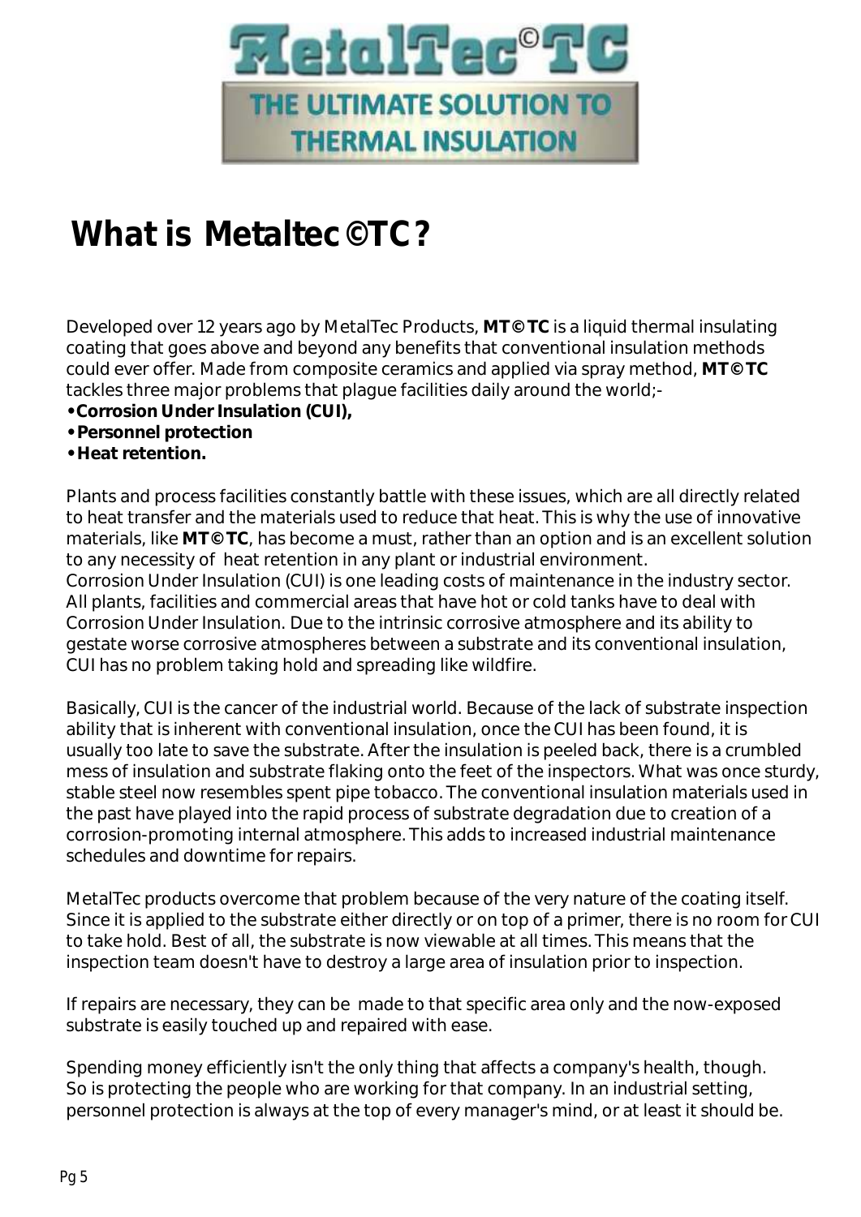# MetalTec©TC

**THE ULTIMATE SOLUTION TO THERMAL INSULATION**

## What is Metaltec ©TC?

Developed over 12 years ago by MetalTec Products, **MT©TC** is a liquid thermal insulating coating that goes above and beyond any benefits that conventional insulation methods could ever offer. Made from composite ceramics and applied via spray method, **MT©TC** tackles three major problems that plague facilities daily around the world;-

- **Corrosion Under Insulation (CUI),**
- **Personnel protection**
- **Heat retention.**

Plants and process facilities constantly battle with these issues, which are all directly related to heat transfer and the materials used to reduce that heat. This is why the use of innovative materials, like **MT©TC**, has become a must, rather than an option and is an excellent solution to any necessity of heat retention in any plant or industrial environment.
Corrosion Under Insulation (CUI) is one leading costs of maintenance in the industry sector. All plants, facilities and commercial areas that have hot or cold tanks have to deal with Corrosion Under Insulation. Due to the intrinsic corrosive atmosphere and its ability to gestate worse corrosive atmospheres between a substrate and its conventional insulation, CUI has no problem taking hold and spreading like wildfire.

Basically, CUI is the cancer of the industrial world. Because of the lack of substrate inspection ability that is inherent with conventional insulation, once the CUI has been found, it is usually too late to save the substrate. After the insulation is peeled back, there is a crumbled mess of insulation and substrate flaking onto the feet of the inspectors. What was once sturdy, stable steel now resembles spent pipe tobacco. The conventional insulation materials used in the past have played into the rapid process of substrate degradation due to creation of a corrosion-promoting internal atmosphere. This adds to increased industrial maintenance schedules and downtime for repairs.

MetalTec products overcome that problem because of the very nature of the coating itself. Since it is applied to the substrate either directly or on top of a primer, there is no room for CUI to take hold. Best of all, the substrate is now viewable at all times. This means that the inspection team doesn't have to destroy a large area of insulation prior to inspection.

If repairs are necessary, they can be made to that specific area only and the now-exposed substrate is easily touched up and repaired with ease.

Spending money efficiently isn't the only thing that affects a company's health, though. So is protecting the people who are working for that company. In an industrial setting, personnel protection is always at the top of every manager's mind, or at least it should be.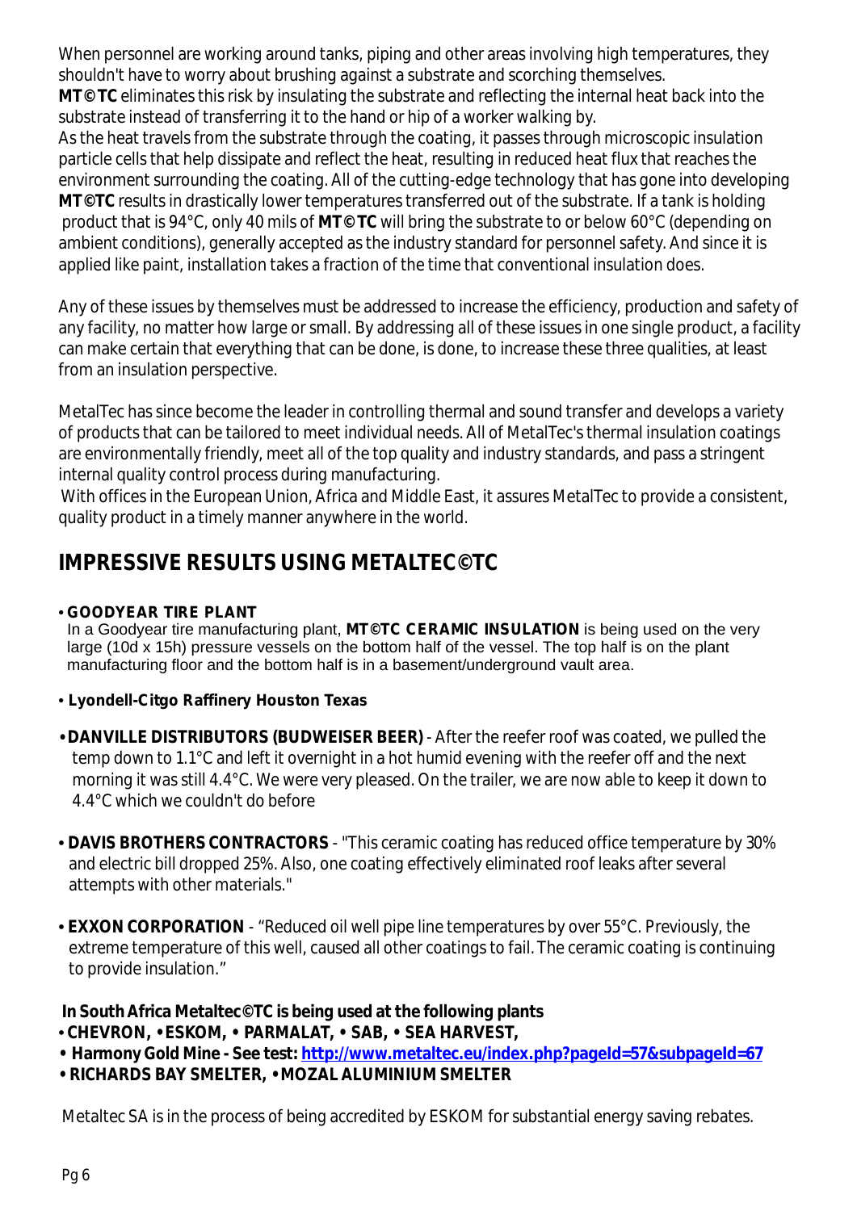When personnel are working around tanks, piping and other areas involving high temperatures, they shouldn't have to worry about brushing against a substrate and scorching themselves.
**MT©TC** eliminates this risk by insulating the substrate and reflecting the internal heat back into the substrate instead of transferring it to the hand or hip of a worker walking by.
As the heat travels from the substrate through the coating, it passes through microscopic insulation particle cells that help dissipate and reflect the heat, resulting in reduced heat flux that reaches the environment surrounding the coating. All of the cutting-edge technology that has gone into developing **MT©TC** results in drastically lower temperatures transferred out of the substrate. If a tank is holding product that is 94°C, only 40 mils of **MT©TC** will bring the substrate to or below 60°C (depending on ambient conditions), generally accepted as the industry standard for personnel safety. And since it is applied like paint, installation takes a fraction of the time that conventional insulation does.

Any of these issues by themselves must be addressed to increase the efficiency, production and safety of any facility, no matter how large or small. By addressing all of these issues in one single product, a facility can make certain that everything that can be done, is done, to increase these three qualities, at least from an insulation perspective.

MetalTec has since become the leader in controlling thermal and sound transfer and develops a variety of products that can be tailored to meet individual needs. All of MetalTec's thermal insulation coatings are environmentally friendly, meet all of the top quality and industry standards, and pass a stringent internal quality control process during manufacturing.
With offices in the European Union, Africa and Middle East, it assures MetalTec to provide a consistent, quality product in a timely manner anywhere in the world.

## IMPRESSIVE RESULTS USING METALTEC©TC

- **GOODYEAR TIRE PLANT**
  In a Goodyear tire manufacturing plant, **MT©TC CERAMIC INSULATION** is being used on the very large (10d x 15h) pressure vessels on the bottom half of the vessel. The top half is on the plant manufacturing floor and the bottom half is in a basement/underground vault area.
- **Lyondell-Citgo Raffinery Houston Texas**
- **DANVILLE DISTRIBUTORS (BUDWEISER BEER)** - After the reefer roof was coated, we pulled the temp down to 1.1°C and left it overnight in a hot humid evening with the reefer off and the next morning it was still 4.4°C. We were very pleased. On the trailer, we are now able to keep it down to 4.4°C which we couldn't do before
- **DAVIS BROTHERS CONTRACTORS** - "This ceramic coating has reduced office temperature by 30% and electric bill dropped 25%. Also, one coating effectively eliminated roof leaks after several attempts with other materials."
- **EXXON CORPORATION** - "Reduced oil well pipe line temperatures by over 55°C. Previously, the extreme temperature of this well, caused all other coatings to fail. The ceramic coating is continuing to provide insulation."

**In South Africa Metaltec©TC is being used at the following plants**

- **CHEVRON, • ESKOM, • PARMALAT, • SAB, • SEA HARVEST,**
- **Harmony Gold Mine - See test: [http://www.metaltec.eu/index.php?pageId=57&subpageId=67](http://www.metaltec.eu/index.php?pageId=57&subpageId=67)**
- **RICHARDS BAY SMELTER, • MOZAL ALUMINIUM SMELTER**

Metaltec SA is in the process of being accredited by ESKOM for substantial energy saving rebates.